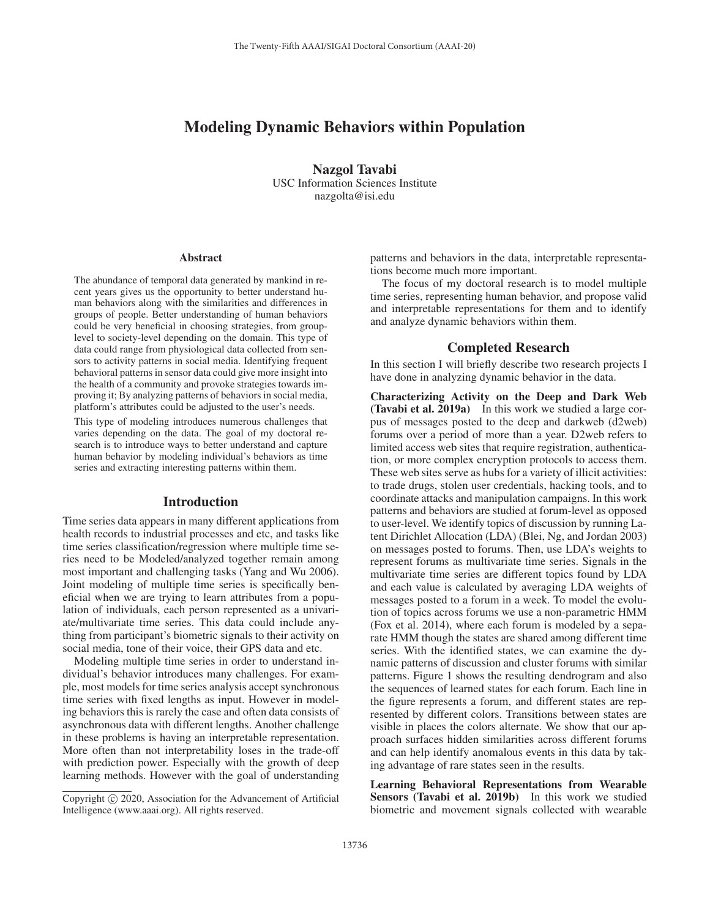# Modeling Dynamic Behaviors within Population

**Nazgol Tavabi**
USC Information Sciences Institute
nazgolta@isi.edu

## Abstract

The abundance of temporal data generated by mankind in recent years gives us the opportunity to better understand human behaviors along with the similarities and differences in groups of people. Better understanding of human behaviors could be very beneficial in choosing strategies, from group-level to society-level depending on the domain. This type of data could range from physiological data collected from sensors to activity patterns in social media. Identifying frequent behavioral patterns in sensor data could give more insight into the health of a community and provoke strategies towards improving it; By analyzing patterns of behaviors in social media, platform's attributes could be adjusted to the user's needs.

This type of modeling introduces numerous challenges that varies depending on the data. The goal of my doctoral research is to introduce ways to better understand and capture human behavior by modeling individual's behaviors as time series and extracting interesting patterns within them.

## Introduction

Time series data appears in many different applications from health records to industrial processes and etc, and tasks like time series classification/regression where multiple time series need to be Modeled/analyzed together remain among most important and challenging tasks (Yang and Wu 2006). Joint modeling of multiple time series is specifically beneficial when we are trying to learn attributes from a population of individuals, each person represented as a univariate/multivariate time series. This data could include anything from participant's biometric signals to their activity on social media, tone of their voice, their GPS data and etc.

Modeling multiple time series in order to understand individual's behavior introduces many challenges. For example, most models for time series analysis accept synchronous time series with fixed lengths as input. However in modeling behaviors this is rarely the case and often data consists of asynchronous data with different lengths. Another challenge in these problems is having an interpretable representation. More often than not interpretability loses in the trade-off with prediction power. Especially with the growth of deep learning methods. However with the goal of understanding patterns and behaviors in the data, interpretable representations become much more important.

The focus of my doctoral research is to model multiple time series, representing human behavior, and propose valid and interpretable representations for them and to identify and analyze dynamic behaviors within them.

## Completed Research

In this section I will briefly describe two research projects I have done in analyzing dynamic behavior in the data.

**Characterizing Activity on the Deep and Dark Web (Tavabi et al. 2019a)** In this work we studied a large corpus of messages posted to the deep and darkweb (d2web) forums over a period of more than a year. D2web refers to limited access web sites that require registration, authentication, or more complex encryption protocols to access them. These web sites serve as hubs for a variety of illicit activities: to trade drugs, stolen user credentials, hacking tools, and to coordinate attacks and manipulation campaigns. In this work patterns and behaviors are studied at forum-level as opposed to user-level. We identify topics of discussion by running Latent Dirichlet Allocation (LDA) (Blei, Ng, and Jordan 2003) on messages posted to forums. Then, use LDA's weights to represent forums as multivariate time series. Signals in the multivariate time series are different topics found by LDA and each value is calculated by averaging LDA weights of messages posted to a forum in a week. To model the evolution of topics across forums we use a non-parametric HMM (Fox et al. 2014), where each forum is modeled by a separate HMM though the states are shared among different time series. With the identified states, we can examine the dynamic patterns of discussion and cluster forums with similar patterns. Figure 1 shows the resulting dendrogram and also the sequences of learned states for each forum. Each line in the figure represents a forum, and different states are represented by different colors. Transitions between states are visible in places the colors alternate. We show that our approach surfaces hidden similarities across different forums and can help identify anomalous events in this data by taking advantage of rare states seen in the results.

**Learning Behavioral Representations from Wearable Sensors (Tavabi et al. 2019b)** In this work we studied biometric and movement signals collected with wearable

Copyright © 2020, Association for the Advancement of Artificial Intelligence (www.aaai.org). All rights reserved.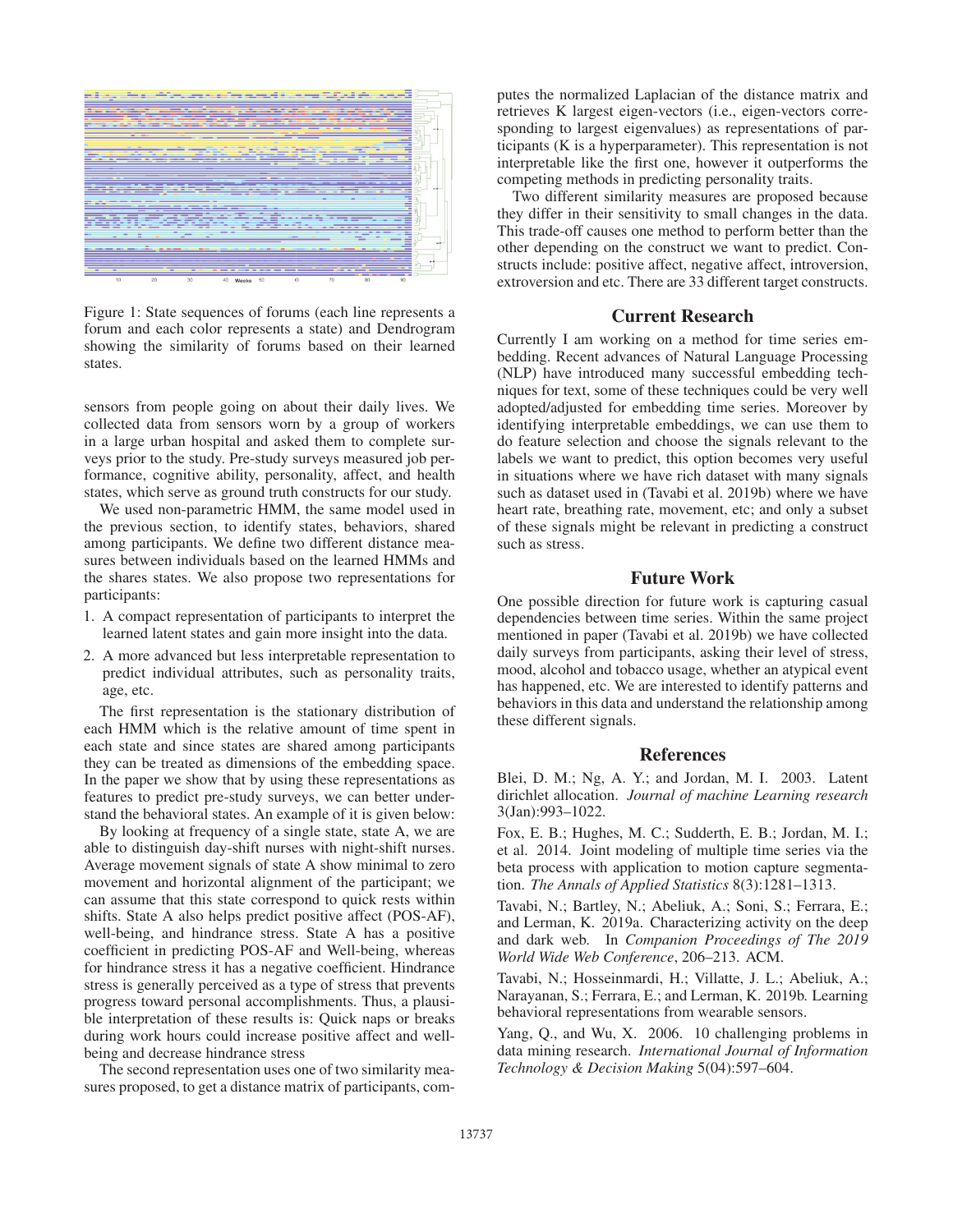Figure 1: State sequences of forums (each line represents a forum and each color represents a state) and Dendrogram showing the similarity of forums based on their learned states.

sensors from people going on about their daily lives. We collected data from sensors worn by a group of workers in a large urban hospital and asked them to complete surveys prior to the study. Pre-study surveys measured job performance, cognitive ability, personality, affect, and health states, which serve as ground truth constructs for our study.

We used non-parametric HMM, the same model used in the previous section, to identify states, behaviors, shared among participants. We define two different distance measures between individuals based on the learned HMMs and the shares states. We also propose two representations for participants:

1. A compact representation of participants to interpret the learned latent states and gain more insight into the data.
2. A more advanced but less interpretable representation to predict individual attributes, such as personality traits, age, etc.

The first representation is the stationary distribution of each HMM which is the relative amount of time spent in each state and since states are shared among participants they can be treated as dimensions of the embedding space. In the paper we show that by using these representations as features to predict pre-study surveys, we can better understand the behavioral states. An example of it is given below:

By looking at frequency of a single state, state A, we are able to distinguish day-shift nurses with night-shift nurses. Average movement signals of state A show minimal to zero movement and horizontal alignment of the participant; we can assume that this state correspond to quick rests within shifts. State A also helps predict positive affect (POS-AF), well-being, and hindrance stress. State A has a positive coefficient in predicting POS-AF and Well-being, whereas for hindrance stress it has a negative coefficient. Hindrance stress is generally perceived as a type of stress that prevents progress toward personal accomplishments. Thus, a plausible interpretation of these results is: Quick naps or breaks during work hours could increase positive affect and well-being and decrease hindrance stress

The second representation uses one of two similarity measures proposed, to get a distance matrix of participants, computes the normalized Laplacian of the distance matrix and retrieves K largest eigen-vectors (i.e., eigen-vectors corresponding to largest eigenvalues) as representations of participants (K is a hyperparameter). This representation is not interpretable like the first one, however it outperforms the competing methods in predicting personality traits.

Two different similarity measures are proposed because they differ in their sensitivity to small changes in the data. This trade-off causes one method to perform better than the other depending on the construct we want to predict. Constructs include: positive affect, negative affect, introversion, extroversion and etc. There are 33 different target constructs.

## Current Research

Currently I am working on a method for time series embedding. Recent advances of Natural Language Processing (NLP) have introduced many successful embedding techniques for text, some of these techniques could be very well adopted/adjusted for embedding time series. Moreover by identifying interpretable embeddings, we can use them to do feature selection and choose the signals relevant to the labels we want to predict, this option becomes very useful in situations where we have rich dataset with many signals such as dataset used in (Tavabi et al. 2019b) where we have heart rate, breathing rate, movement, etc; and only a subset of these signals might be relevant in predicting a construct such as stress.

## Future Work

One possible direction for future work is capturing casual dependencies between time series. Within the same project mentioned in paper (Tavabi et al. 2019b) we have collected daily surveys from participants, asking their level of stress, mood, alcohol and tobacco usage, whether an atypical event has happened, etc. We are interested to identify patterns and behaviors in this data and understand the relationship among these different signals.

## References

Blei, D. M.; Ng, A. Y.; and Jordan, M. I. 2003. Latent dirichlet allocation. *Journal of machine Learning research* 3(Jan):993–1022.

Fox, E. B.; Hughes, M. C.; Sudderth, E. B.; Jordan, M. I.; et al. 2014. Joint modeling of multiple time series via the beta process with application to motion capture segmentation. *The Annals of Applied Statistics* 8(3):1281–1313.

Tavabi, N.; Bartley, N.; Abeliuk, A.; Soni, S.; Ferrara, E.; and Lerman, K. 2019a. Characterizing activity on the deep and dark web. In *Companion Proceedings of The 2019 World Wide Web Conference*, 206–213. ACM.

Tavabi, N.; Hosseinmardi, H.; Villatte, J. L.; Abeliuk, A.; Narayanan, S.; Ferrara, E.; and Lerman, K. 2019b. Learning behavioral representations from wearable sensors.

Yang, Q., and Wu, X. 2006. 10 challenging problems in data mining research. *International Journal of Information Technology & Decision Making* 5(04):597–604.